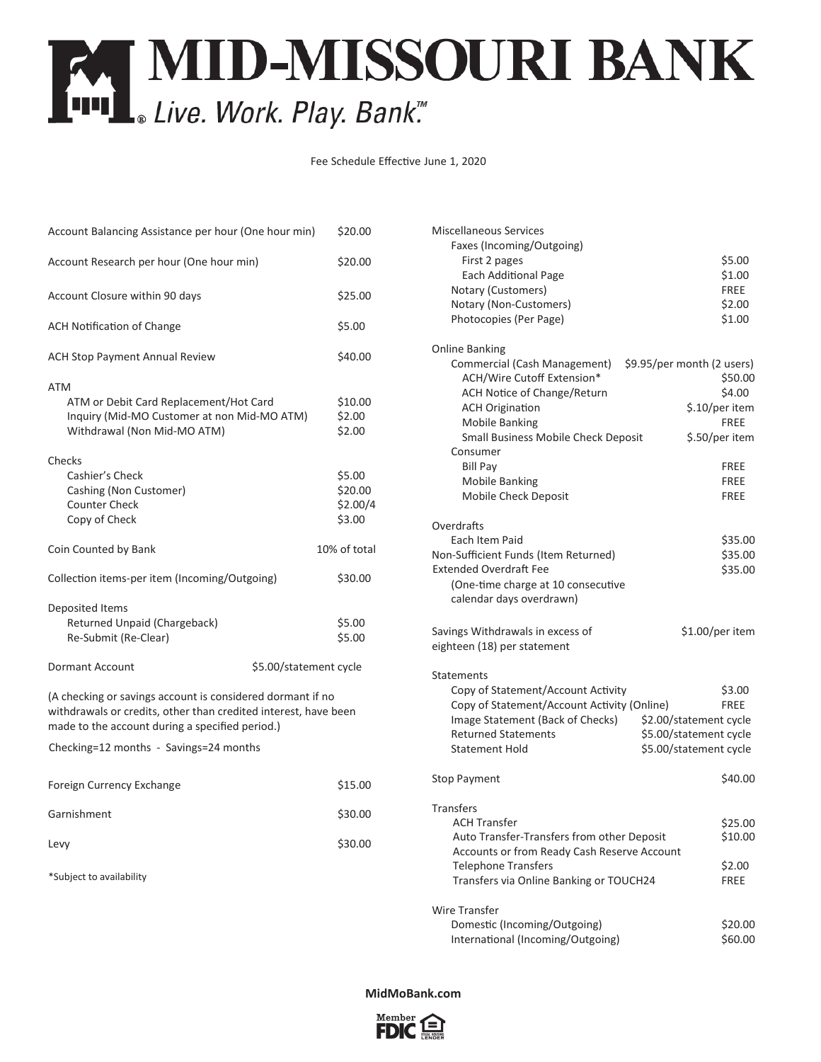# MID-MISSOURI BANK

*Live. Work. Play. Bank.™*

Fee Schedule Effective June 1, 2020

| Service | Fee |
|---|---|
| Account Balancing Assistance per hour (One hour min) | $20.00 |
| Account Research per hour (One hour min) | $20.00 |
| Account Closure within 90 days | $25.00 |
| ACH Notification of Change | $5.00 |
| ACH Stop Payment Annual Review | $40.00 |
| **ATM** | |
| ATM or Debit Card Replacement/Hot Card | $10.00 |
| Inquiry (Mid-MO Customer at non Mid-MO ATM) | $2.00 |
| Withdrawal (Non Mid-MO ATM) | $2.00 |
| **Checks** | |
| Cashier's Check | $5.00 |
| Cashing (Non Customer) | $20.00 |
| Counter Check | $2.00/4 |
| Copy of Check | $3.00 |
| Coin Counted by Bank | 10% of total |
| Collection items-per item (Incoming/Outgoing) | $30.00 |
| **Deposited Items** | |
| Returned Unpaid (Chargeback) | $5.00 |
| Re-Submit (Re-Clear) | $5.00 |
| Dormant Account | $5.00/statement cycle |

(A checking or savings account is considered dormant if no withdrawals or credits, other than credited interest, have been made to the account during a specified period.)

Checking=12 months - Savings=24 months

| Service | Fee |
|---|---|
| Foreign Currency Exchange | $15.00 |
| Garnishment | $30.00 |
| Levy | $30.00 |

*Subject to availability

| Service | Fee |
|---|---|
| **Miscellaneous Services** | |
| Faxes (Incoming/Outgoing) | |
| First 2 pages | $5.00 |
| Each Additional Page | $1.00 |
| Notary (Customers) | FREE |
| Notary (Non-Customers) | $2.00 |
| Photocopies (Per Page) | $1.00 |
| **Online Banking** | |
| Commercial (Cash Management) | $9.95/per month (2 users) |
| ACH/Wire Cutoff Extension* | $50.00 |
| ACH Notice of Change/Return | $4.00 |
| ACH Origination | $.10/per item |
| Mobile Banking | FREE |
| Small Business Mobile Check Deposit | $.50/per item |
| Consumer | |
| Bill Pay | FREE |
| Mobile Banking | FREE |
| Mobile Check Deposit | FREE |
| **Overdrafts** | |
| Each Item Paid | $35.00 |
| Non-Sufficient Funds (Item Returned) | $35.00 |
| Extended Overdraft Fee (One-time charge at 10 consecutive calendar days overdrawn) | $35.00 |
| Savings Withdrawals in excess of eighteen (18) per statement | $1.00/per item |
| **Statements** | |
| Copy of Statement/Account Activity | $3.00 |
| Copy of Statement/Account Activity (Online) | FREE |
| Image Statement (Back of Checks) | $2.00/statement cycle |
| Returned Statements | $5.00/statement cycle |
| Statement Hold | $5.00/statement cycle |
| Stop Payment | $40.00 |
| **Transfers** | |
| ACH Transfer | $25.00 |
| Auto Transfer-Transfers from other Deposit Accounts or from Ready Cash Reserve Account | $10.00 |
| Telephone Transfers | $2.00 |
| Transfers via Online Banking or TOUCH24 | FREE |
| **Wire Transfer** | |
| Domestic (Incoming/Outgoing) | $20.00 |
| International (Incoming/Outgoing) | $60.00 |

**MidMoBank.com**

Member FDIC · Equal Housing Lender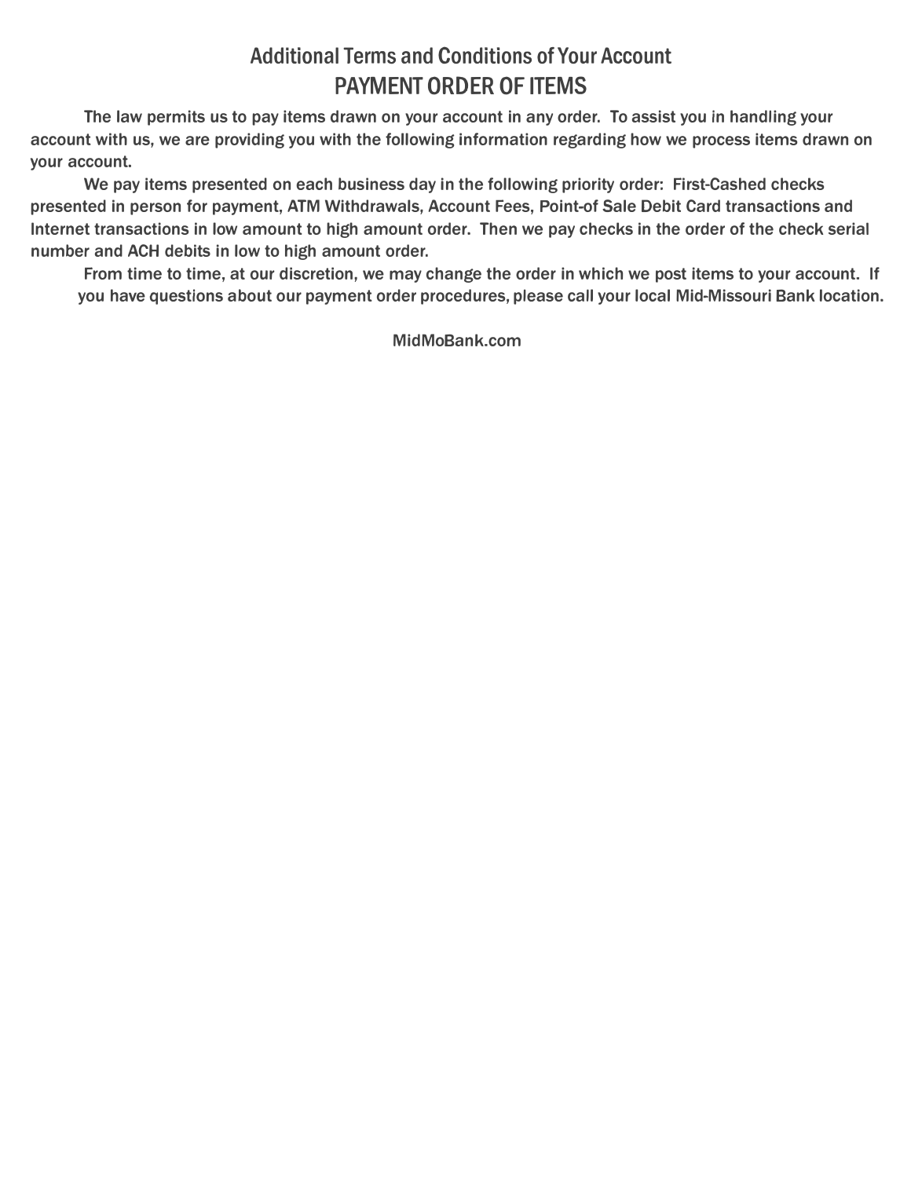# Additional Terms and Conditions of Your Account

## PAYMENT ORDER OF ITEMS

The law permits us to pay items drawn on your account in any order. To assist you in handling your account with us, we are providing you with the following information regarding how we process items drawn on your account.

We pay items presented on each business day in the following priority order: First-Cashed checks presented in person for payment, ATM Withdrawals, Account Fees, Point-of Sale Debit Card transactions and Internet transactions in low amount to high amount order. Then we pay checks in the order of the check serial number and ACH debits in low to high amount order.

From time to time, at our discretion, we may change the order in which we post items to your account. If you have questions about our payment order procedures, please call your local Mid-Missouri Bank location.

MidMoBank.com